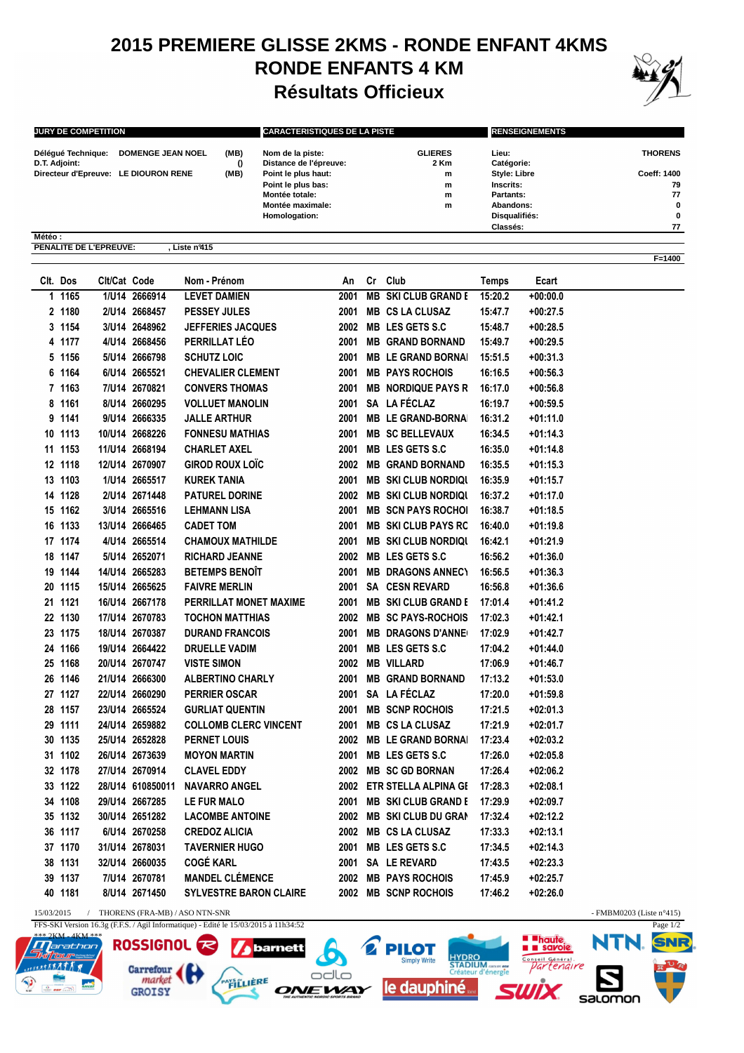# 2015 PREMIERE GLISSE 2KMS - RONDE ENFANT 4KMS

## RONDE ENFANTS 4 KM

## Résultats Officieux

| JURY DE COMPETITION | | | CARACTERISTIQUES DE LA PISTE | | RENSEIGNEMENTS | |
|---|---|---|---|---|---|---|
| Délégué Technique: | DOMENGE JEAN NOEL | (MB) | Nom de la piste: | GLIERES | Lieu: | THORENS |
| D.T. Adjoint: | | () | Distance de l'épreuve: | 2 Km | Catégorie: | |
| Directeur d'Epreuve: | LE DIOURON RENE | (MB) | Point le plus haut: | m | Style: Libre | Coeff: 1400 |
| | | | Point le plus bas: | m | Inscrits: | 79 |
| | | | Montée totale: | m | Partants: | 77 |
| | | | Montée maximale: | m | Abandons: | 0 |
| | | | Homologation: | | Disqualifiés: | 0 |
| | | | | | Classés: | 77 |

Météo :

PENALITE DE L'EPREUVE: , Liste n°415

F=1400

| Clt. | Dos | Clt/Cat | Code | Nom - Prénom | An | Cr | Club | Temps | Ecart |
|---|---|---|---|---|---|---|---|---|---|
| 1 | 1165 | 1/U14 | 2666914 | LEVET DAMIEN | 2001 | MB | SKI CLUB GRAND E | 15:20.2 | +00:00.0 |
| 2 | 1180 | 2/U14 | 2668457 | PESSEY JULES | 2001 | MB | CS LA CLUSAZ | 15:47.7 | +00:27.5 |
| 3 | 1154 | 3/U14 | 2648962 | JEFFERIES JACQUES | 2002 | MB | LES GETS S.C | 15:48.7 | +00:28.5 |
| 4 | 1177 | 4/U14 | 2668456 | PERRILLAT LÉO | 2001 | MB | GRAND BORNAND | 15:49.7 | +00:29.5 |
| 5 | 1156 | 5/U14 | 2666798 | SCHUTZ LOIC | 2001 | MB | LE GRAND BORNAI | 15:51.5 | +00:31.3 |
| 6 | 1164 | 6/U14 | 2665521 | CHEVALIER CLEMENT | 2001 | MB | PAYS ROCHOIS | 16:16.5 | +00:56.3 |
| 7 | 1163 | 7/U14 | 2670821 | CONVERS THOMAS | 2001 | MB | NORDIQUE PAYS R | 16:17.0 | +00:56.8 |
| 8 | 1161 | 8/U14 | 2660295 | VOLLUET MANOLIN | 2001 | SA | LA FÉCLAZ | 16:19.7 | +00:59.5 |
| 9 | 1141 | 9/U14 | 2666335 | JALLE ARTHUR | 2001 | MB | LE GRAND-BORNA | 16:31.2 | +01:11.0 |
| 10 | 1113 | 10/U14 | 2668226 | FONNESU MATHIAS | 2001 | MB | SC BELLEVAUX | 16:34.5 | +01:14.3 |
| 11 | 1153 | 11/U14 | 2668194 | CHARLET AXEL | 2001 | MB | LES GETS S.C | 16:35.0 | +01:14.8 |
| 12 | 1118 | 12/U14 | 2670907 | GIROD ROUX LOÏC | 2002 | MB | GRAND BORNAND | 16:35.5 | +01:15.3 |
| 13 | 1103 | 1/U14 | 2665517 | KUREK TANIA | 2001 | MB | SKI CLUB NORDIQU | 16:35.9 | +01:15.7 |
| 14 | 1128 | 2/U14 | 2671448 | PATUREL DORINE | 2002 | MB | SKI CLUB NORDIQU | 16:37.2 | +01:17.0 |
| 15 | 1162 | 3/U14 | 2665516 | LEHMANN LISA | 2001 | MB | SCN PAYS ROCHOI | 16:38.7 | +01:18.5 |
| 16 | 1133 | 13/U14 | 2666465 | CADET TOM | 2001 | MB | SKI CLUB PAYS RC | 16:40.0 | +01:19.8 |
| 17 | 1174 | 4/U14 | 2665514 | CHAMOUX MATHILDE | 2001 | MB | SKI CLUB NORDIQU | 16:42.1 | +01:21.9 |
| 18 | 1147 | 5/U14 | 2652071 | RICHARD JEANNE | 2002 | MB | LES GETS S.C | 16:56.2 | +01:36.0 |
| 19 | 1144 | 14/U14 | 2665283 | BETEMPS BENOÎT | 2001 | MB | DRAGONS ANNECY | 16:56.5 | +01:36.3 |
| 20 | 1115 | 15/U14 | 2665625 | FAIVRE MERLIN | 2001 | SA | CESN REVARD | 16:56.8 | +01:36.6 |
| 21 | 1121 | 16/U14 | 2667178 | PERRILLAT MONET MAXIME | 2001 | MB | SKI CLUB GRAND E | 17:01.4 | +01:41.2 |
| 22 | 1130 | 17/U14 | 2670783 | TOCHON MATTHIAS | 2002 | MB | SC PAYS-ROCHOIS | 17:02.3 | +01:42.1 |
| 23 | 1175 | 18/U14 | 2670387 | DURAND FRANCOIS | 2001 | MB | DRAGONS D'ANNE | 17:02.9 | +01:42.7 |
| 24 | 1166 | 19/U14 | 2664422 | DRUELLE VADIM | 2001 | MB | LES GETS S.C | 17:04.2 | +01:44.0 |
| 25 | 1168 | 20/U14 | 2670747 | VISTE SIMON | 2002 | MB | VILLARD | 17:06.9 | +01:46.7 |
| 26 | 1146 | 21/U14 | 2666300 | ALBERTINO CHARLY | 2001 | MB | GRAND BORNAND | 17:13.2 | +01:53.0 |
| 27 | 1127 | 22/U14 | 2660290 | PERRIER OSCAR | 2001 | SA | LA FÉCLAZ | 17:20.0 | +01:59.8 |
| 28 | 1157 | 23/U14 | 2665524 | GURLIAT QUENTIN | 2001 | MB | SCNP ROCHOIS | 17:21.5 | +02:01.3 |
| 29 | 1111 | 24/U14 | 2659882 | COLLOMB CLERC VINCENT | 2001 | MB | CS LA CLUSAZ | 17:21.9 | +02:01.7 |
| 30 | 1135 | 25/U14 | 2652828 | PERNET LOUIS | 2002 | MB | LE GRAND BORNAI | 17:23.4 | +02:03.2 |
| 31 | 1102 | 26/U14 | 2673639 | MOYON MARTIN | 2001 | MB | LES GETS S.C | 17:26.0 | +02:05.8 |
| 32 | 1178 | 27/U14 | 2670914 | CLAVEL EDDY | 2002 | MB | SC GD BORNAN | 17:26.4 | +02:06.2 |
| 33 | 1122 | 28/U14 | 610850011 | NAVARRO ANGEL | 2002 | ETR | STELLA ALPINA GE | 17:28.3 | +02:08.1 |
| 34 | 1108 | 29/U14 | 2667285 | LE FUR MALO | 2001 | MB | SKI CLUB GRAND E | 17:29.9 | +02:09.7 |
| 35 | 1132 | 30/U14 | 2651282 | LACOMBE ANTOINE | 2002 | MB | SKI CLUB DU GRAN | 17:32.4 | +02:12.2 |
| 36 | 1117 | 6/U14 | 2670258 | CREDOZ ALICIA | 2002 | MB | CS LA CLUSAZ | 17:33.3 | +02:13.1 |
| 37 | 1170 | 31/U14 | 2678031 | TAVERNIER HUGO | 2001 | MB | LES GETS S.C | 17:34.5 | +02:14.3 |
| 38 | 1131 | 32/U14 | 2660035 | COGÉ KARL | 2001 | SA | LE REVARD | 17:43.5 | +02:23.3 |
| 39 | 1137 | 7/U14 | 2670781 | MANDEL CLÉMENCE | 2002 | MB | PAYS ROCHOIS | 17:45.9 | +02:25.7 |
| 40 | 1181 | 8/U14 | 2671450 | SYLVESTRE BARON CLAIRE | 2002 | MB | SCNP ROCHOIS | 17:46.2 | +02:26.0 |

15/03/2015 / THORENS (FRA-MB) / ASO NTN-SNR - FMBM0203 (Liste n°415)

FFS-SKI Version 16.3g (F.F.S. / Agil Informatique) - Edité le 15/03/2015 à 11h34:52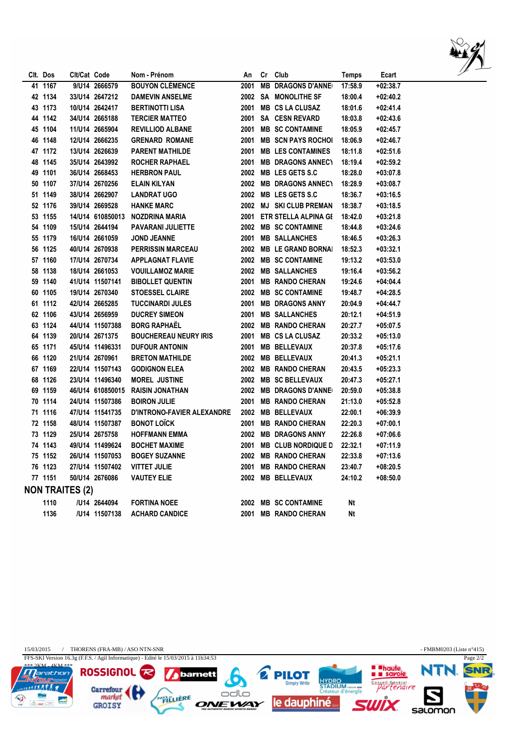| Clt. | Dos | Clt/Cat | Code | Nom - Prénom | An | Cr | Club | Temps | Ecart |
|---|---|---|---|---|---|---|---|---|---|
| 41 | 1167 | 9/U14 | 2666579 | BOUYON CLÉMENCE | 2001 | MB | DRAGONS D'ANNE | 17:58.9 | +02:38.7 |
| 42 | 1134 | 33/U14 | 2647212 | DAMEVIN ANSELME | 2002 | SA | MONOLITHE SF | 18:00.4 | +02:40.2 |
| 43 | 1173 | 10/U14 | 2642417 | BERTINOTTI LISA | 2001 | MB | CS LA CLUSAZ | 18:01.6 | +02:41.4 |
| 44 | 1142 | 34/U14 | 2665188 | TERCIER MATTEO | 2001 | SA | CESN REVARD | 18:03.8 | +02:43.6 |
| 45 | 1104 | 11/U14 | 2665904 | REVILLIOD ALBANE | 2001 | MB | SC CONTAMINE | 18:05.9 | +02:45.7 |
| 46 | 1148 | 12/U14 | 2666235 | GRENARD ROMANE | 2001 | MB | SCN PAYS ROCHO | 18:06.9 | +02:46.7 |
| 47 | 1172 | 13/U14 | 2626639 | PARENT MATHILDE | 2001 | MB | LES CONTAMINES | 18:11.8 | +02:51.6 |
| 48 | 1145 | 35/U14 | 2643992 | ROCHER RAPHAEL | 2001 | MB | DRAGONS ANNECY | 18:19.4 | +02:59.2 |
| 49 | 1101 | 36/U14 | 2668453 | HERBRON PAUL | 2002 | MB | LES GETS S.C | 18:28.0 | +03:07.8 |
| 50 | 1107 | 37/U14 | 2670256 | ELAIN KILYAN | 2002 | MB | DRAGONS ANNECY | 18:28.9 | +03:08.7 |
| 51 | 1149 | 38/U14 | 2662907 | LANDRAT UGO | 2002 | MB | LES GETS S.C | 18:36.7 | +03:16.5 |
| 52 | 1176 | 39/U14 | 2669528 | HANKE MARC | 2002 | MJ | SKI CLUB PREMAN | 18:38.7 | +03:18.5 |
| 53 | 1155 | 14/U14 | 610850013 | NOZDRINA MARIA | 2001 | ETR | STELLA ALPINA GI | 18:42.0 | +03:21.8 |
| 54 | 1109 | 15/U14 | 2644194 | PAVARANI JULIETTE | 2002 | MB | SC CONTAMINE | 18:44.8 | +03:24.6 |
| 55 | 1179 | 16/U14 | 2661059 | JOND JEANNE | 2001 | MB | SALLANCHES | 18:46.5 | +03:26.3 |
| 56 | 1125 | 40/U14 | 2670938 | PERRISSIN MARCEAU | 2002 | MB | LE GRAND BORNAI | 18:52.3 | +03:32.1 |
| 57 | 1160 | 17/U14 | 2670734 | APPLAGNAT FLAVIE | 2002 | MB | SC CONTAMINE | 19:13.2 | +03:53.0 |
| 58 | 1138 | 18/U14 | 2661053 | VOUILLAMOZ MARIE | 2002 | MB | SALLANCHES | 19:16.4 | +03:56.2 |
| 59 | 1140 | 41/U14 | 11507141 | BIBOLLET QUENTIN | 2001 | MB | RANDO CHERAN | 19:24.6 | +04:04.4 |
| 60 | 1105 | 19/U14 | 2670340 | STOESSEL CLAIRE | 2002 | MB | SC CONTAMINE | 19:48.7 | +04:28.5 |
| 61 | 1112 | 42/U14 | 2665285 | TUCCINARDI JULES | 2001 | MB | DRAGONS ANNY | 20:04.9 | +04:44.7 |
| 62 | 1106 | 43/U14 | 2656959 | DUCREY SIMEON | 2001 | MB | SALLANCHES | 20:12.1 | +04:51.9 |
| 63 | 1124 | 44/U14 | 11507388 | BORG RAPHAËL | 2002 | MB | RANDO CHERAN | 20:27.7 | +05:07.5 |
| 64 | 1139 | 20/U14 | 2671375 | BOUCHEREAU NEURY IRIS | 2001 | MB | CS LA CLUSAZ | 20:33.2 | +05:13.0 |
| 65 | 1171 | 45/U14 | 11496331 | DUFOUR ANTONIN | 2001 | MB | BELLEVAUX | 20:37.8 | +05:17.6 |
| 66 | 1120 | 21/U14 | 2670961 | BRETON MATHILDE | 2002 | MB | BELLEVAUX | 20:41.3 | +05:21.1 |
| 67 | 1169 | 22/U14 | 11507143 | GODIGNON ELEA | 2002 | MB | RANDO CHERAN | 20:43.5 | +05:23.3 |
| 68 | 1126 | 23/U14 | 11496340 | MOREL JUSTINE | 2002 | MB | SC BELLEVAUX | 20:47.3 | +05:27.1 |
| 69 | 1159 | 46/U14 | 610850015 | RAISIN JONATHAN | 2002 | MB | DRAGONS D'ANNE | 20:59.0 | +05:38.8 |
| 70 | 1114 | 24/U14 | 11507386 | BOIRON JULIE | 2001 | MB | RANDO CHERAN | 21:13.0 | +05:52.8 |
| 71 | 1116 | 47/U14 | 11541735 | D'INTRONO-FAVIER ALEXANDRE | 2002 | MB | BELLEVAUX | 22:00.1 | +06:39.9 |
| 72 | 1158 | 48/U14 | 11507387 | BONOT LOÏCK | 2001 | MB | RANDO CHERAN | 22:20.3 | +07:00.1 |
| 73 | 1129 | 25/U14 | 2675758 | HOFFMANN EMMA | 2002 | MB | DRAGONS ANNY | 22:26.8 | +07:06.6 |
| 74 | 1143 | 49/U14 | 11499624 | BOCHET MAXIME | 2001 | MB | CLUB NORDIQUE D | 22:32.1 | +07:11.9 |
| 75 | 1152 | 26/U14 | 11507053 | BOGEY SUZANNE | 2002 | MB | RANDO CHERAN | 22:33.8 | +07:13.6 |
| 76 | 1123 | 27/U14 | 11507402 | VITTET JULIE | 2001 | MB | RANDO CHERAN | 23:40.7 | +08:20.5 |
| 77 | 1151 | 50/U14 | 2676086 | VAUTEY ELIE | 2002 | MB | BELLEVAUX | 24:10.2 | +08:50.0 |

## NON TRAITES (2)

| Clt. | Dos | Clt/Cat | Code | Nom - Prénom | An | Cr | Club | Temps | Ecart |
|---|---|---|---|---|---|---|---|---|---|
| | 1110 | /U14 | 2644094 | FORTINA NOEE | 2002 | MB | SC CONTAMINE | Nt | |
| | 1136 | /U14 | 11507138 | ACHARD CANDICE | 2001 | MB | RANDO CHERAN | Nt | |

15/03/2015 / THORENS (FRA-MB) / ASO NTN-SNR - FMBM0203 (Liste n°415)

FFS-SKI Version 16.3g (F.F.S. / Agil Informatique) - Edité le 15/03/2015 à 11h34:53